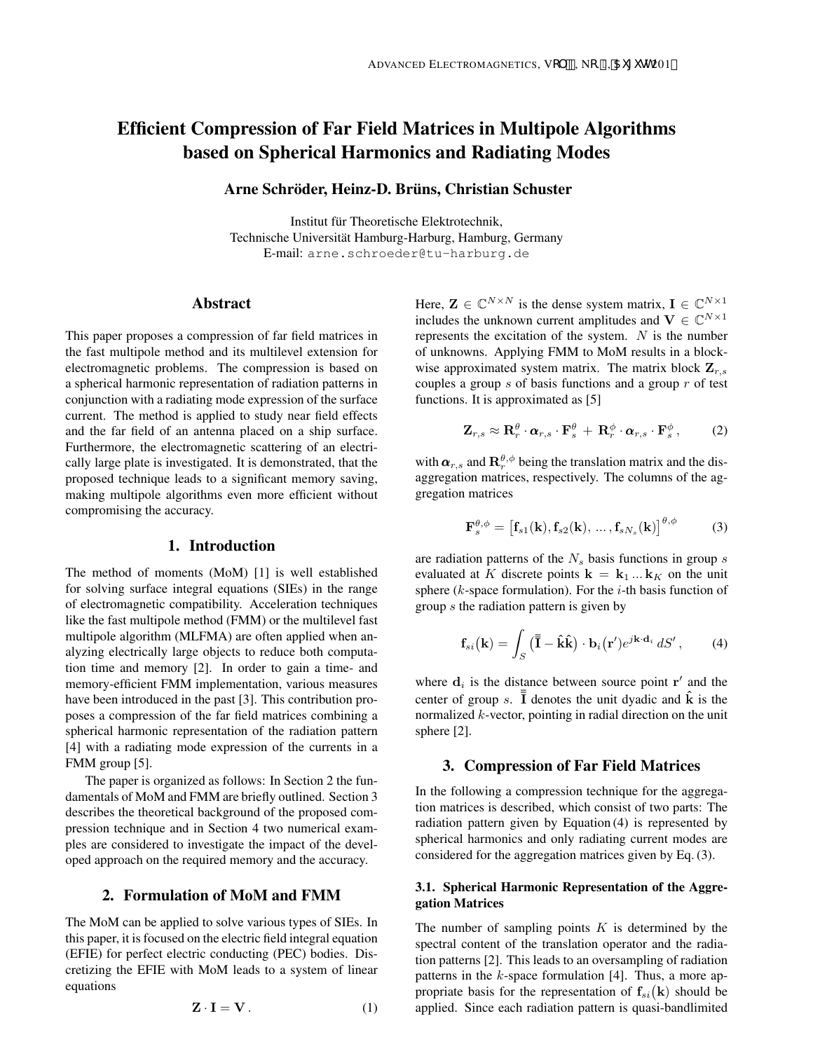# Efficient Compression of Far Field Matrices in Multipole Algorithms based on Spherical Harmonics and Radiating Modes

**Arne Schröder, Heinz-D. Brüns, Christian Schuster**

Institut für Theoretische Elektrotechnik,
Technische Universität Hamburg-Harburg, Hamburg, Germany
E-mail: arne.schroeder@tu-harburg.de

## Abstract

This paper proposes a compression of far field matrices in the fast multipole method and its multilevel extension for electromagnetic problems. The compression is based on a spherical harmonic representation of radiation patterns in conjunction with a radiating mode expression of the surface current. The method is applied to study near field effects and the far field of an antenna placed on a ship surface. Furthermore, the electromagnetic scattering of an electrically large plate is investigated. It is demonstrated, that the proposed technique leads to a significant memory saving, making multipole algorithms even more efficient without compromising the accuracy.

## 1. Introduction

The method of moments (MoM) [1] is well established for solving surface integral equations (SIEs) in the range of electromagnetic compatibility. Acceleration techniques like the fast multipole method (FMM) or the multilevel fast multipole algorithm (MLFMA) are often applied when analyzing electrically large objects to reduce both computation time and memory [2]. In order to gain a time- and memory-efficient FMM implementation, various measures have been introduced in the past [3]. This contribution proposes a compression of the far field matrices combining a spherical harmonic representation of the radiation pattern [4] with a radiating mode expression of the currents in a FMM group [5].

The paper is organized as follows: In Section 2 the fundamentals of MoM and FMM are briefly outlined. Section 3 describes the theoretical background of the proposed compression technique and in Section 4 two numerical examples are considered to investigate the impact of the developed approach on the required memory and the accuracy.

## 2. Formulation of MoM and FMM

The MoM can be applied to solve various types of SIEs. In this paper, it is focused on the electric field integral equation (EFIE) for perfect electric conducting (PEC) bodies. Discretizing the EFIE with MoM leads to a system of linear equations

$$\mathbf{Z} \cdot \mathbf{I} = \mathbf{V} \,. \tag{1}$$

Here, $\mathbf{Z} \in \mathbb{C}^{N \times N}$ is the dense system matrix, $\mathbf{I} \in \mathbb{C}^{N \times 1}$ includes the unknown current amplitudes and $\mathbf{V} \in \mathbb{C}^{N \times 1}$ represents the excitation of the system. $N$ is the number of unknowns. Applying FMM to MoM results in a blockwise approximated system matrix. The matrix block $\mathbf{Z}_{r,s}$ couples a group $s$ of basis functions and a group $r$ of test functions. It is approximated as [5]

$$\mathbf{Z}_{r,s} \approx \mathbf{R}_r^{\theta} \cdot \boldsymbol{\alpha}_{r,s} \cdot \mathbf{F}_s^{\theta} + \mathbf{R}_r^{\phi} \cdot \boldsymbol{\alpha}_{r,s} \cdot \mathbf{F}_s^{\phi} \,, \tag{2}$$

with $\boldsymbol{\alpha}_{r,s}$ and $\mathbf{R}_r^{\theta,\phi}$ being the translation matrix and the disaggregation matrices, respectively. The columns of the aggregation matrices

$$\mathbf{F}_s^{\theta,\phi} = \left[\mathbf{f}_{s1}(\mathbf{k}), \mathbf{f}_{s2}(\mathbf{k}), \, ..., \mathbf{f}_{sN_s}(\mathbf{k})\right]^{\theta,\phi} \tag{3}$$

are radiation patterns of the $N_s$ basis functions in group $s$ evaluated at $K$ discrete points $\mathbf{k} = \mathbf{k}_1 \, ... \, \mathbf{k}_K$ on the unit sphere ($k$-space formulation). For the $i$-th basis function of group $s$ the radiation pattern is given by

$$\mathbf{f}_{si}(\mathbf{k}) = \int_S \left(\bar{\bar{\mathbf{I}}} - \hat{\mathbf{k}}\hat{\mathbf{k}}\right) \cdot \mathbf{b}_i(\mathbf{r}') e^{j\mathbf{k}\cdot\mathbf{d}_i} \, dS' \,, \tag{4}$$

where $\mathbf{d}_i$ is the distance between source point $\mathbf{r}'$ and the center of group $s$. $\bar{\bar{\mathbf{I}}}$ denotes the unit dyadic and $\hat{\mathbf{k}}$ is the normalized $k$-vector, pointing in radial direction on the unit sphere [2].

## 3. Compression of Far Field Matrices

In the following a compression technique for the aggregation matrices is described, which consist of two parts: The radiation pattern given by Equation (4) is represented by spherical harmonics and only radiating current modes are considered for the aggregation matrices given by Eq. (3).

### 3.1. Spherical Harmonic Representation of the Aggregation Matrices

The number of sampling points $K$ is determined by the spectral content of the translation operator and the radiation patterns [2]. This leads to an oversampling of radiation patterns in the $k$-space formulation [4]. Thus, a more appropriate basis for the representation of $\mathbf{f}_{si}(\mathbf{k})$ should be applied. Since each radiation pattern is quasi-bandlimited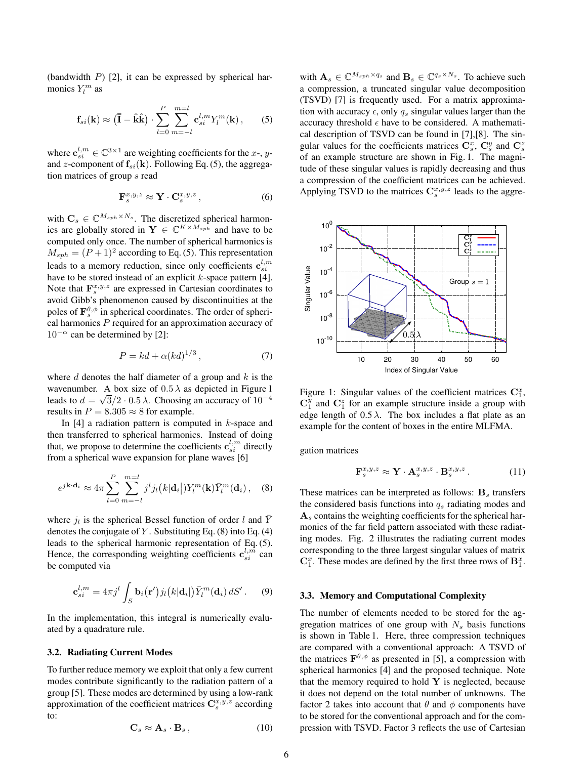(bandwidth $P$) [2], it can be expressed by spherical harmonics $Y_l^m$ as

$$\mathbf{f}_{si}(\mathbf{k}) \approx (\bar{\bar{\mathbf{I}}} - \hat{\mathbf{k}}\hat{\mathbf{k}}) \cdot \sum_{l=0}^{P} \sum_{m=-l}^{m=l} \mathbf{c}_{si}^{l,m} Y_l^m(\mathbf{k}) \,, \tag{5}$$

where $\mathbf{c}_{si}^{l,m} \in \mathbb{C}^{3\times1}$ are weighting coefficients for the $x$-, $y$- and $z$-component of $\mathbf{f}_{si}(\mathbf{k})$. Following Eq. (5), the aggregation matrices of group $s$ read

$$\mathbf{F}_s^{x,y,z} \approx \mathbf{Y} \cdot \mathbf{C}_s^{x,y,z} \,, \tag{6}$$

with $\mathbf{C}_s \in \mathbb{C}^{M_{sph}\times N_s}$. The discretized spherical harmonics are globally stored in $\mathbf{Y} \in \mathbb{C}^{K\times M_{sph}}$ and have to be computed only once. The number of spherical harmonics is $M_{sph} = (P+1)^2$ according to Eq. (5). This representation leads to a memory reduction, since only coefficients $\mathbf{c}_{si}^{l,m}$ have to be stored instead of an explicit $k$-space pattern [4]. Note that $\mathbf{F}_s^{x,y,z}$ are expressed in Cartesian coordinates to avoid Gibb's phenomenon caused by discontinuities at the poles of $\mathbf{F}_s^{\theta,\phi}$ in spherical coordinates. The order of spherical harmonics $P$ required for an approximation accuracy of $10^{-\alpha}$ can be determined by [2]:

$$P = kd + \alpha(kd)^{1/3} \,, \tag{7}$$

where $d$ denotes the half diameter of a group and $k$ is the wavenumber. A box size of $0.5\,\lambda$ as depicted in Figure 1 leads to $d = \sqrt{3}/2 \cdot 0.5\,\lambda$. Choosing an accuracy of $10^{-4}$ results in $P = 8.305 \approx 8$ for example.

In [4] a radiation pattern is computed in $k$-space and then transferred to spherical harmonics. Instead of doing that, we propose to determine the coefficients $\mathbf{c}_{si}^{l,m}$ directly from a spherical wave expansion for plane waves [6]

$$e^{j\mathbf{k}\cdot\mathbf{d}_i} \approx 4\pi \sum_{l=0}^{P} \sum_{m=-l}^{m=l} j^l j_l(k|\mathbf{d}_i|) Y_l^m(\mathbf{k}) \bar{Y}_l^m(\mathbf{d}_i) \,, \tag{8}$$

where $j_l$ is the spherical Bessel function of order $l$ and $\bar{Y}$ denotes the conjugate of $Y$. Substituting Eq. (8) into Eq. (4) leads to the spherical harmonic representation of Eq. (5). Hence, the corresponding weighting coefficients $\mathbf{c}_{si}^{l,m}$ can be computed via

$$\mathbf{c}_{si}^{l,m} = 4\pi j^l \int_S \mathbf{b}_i(\mathbf{r}') j_l(k|\mathbf{d}_i|) \bar{Y}_l^m(\mathbf{d}_i) \, dS' \,. \tag{9}$$

In the implementation, this integral is numerically evaluated by a quadrature rule.

### 3.2. Radiating Current Modes

To further reduce memory we exploit that only a few current modes contribute significantly to the radiation pattern of a group [5]. These modes are determined by using a low-rank approximation of the coefficient matrices $\mathbf{C}_s^{x,y,z}$ according to:

$$\mathbf{C}_s \approx \mathbf{A}_s \cdot \mathbf{B}_s \,, \tag{10}$$

with $\mathbf{A}_s \in \mathbb{C}^{M_{sph}\times q_s}$ and $\mathbf{B}_s \in \mathbb{C}^{q_s\times N_s}$. To achieve such a compression, a truncated singular value decomposition (TSVD) [7] is frequently used. For a matrix approximation with accuracy $\epsilon$, only $q_s$ singular values larger than the accuracy threshold $\epsilon$ have to be considered. A mathematical description of TSVD can be found in [7],[8]. The singular values for the coefficients matrices $\mathbf{C}_s^x$, $\mathbf{C}_s^y$ and $\mathbf{C}_s^z$ of an example structure are shown in Fig. 1. The magnitude of these singular values is rapidly decreasing and thus a compression of the coefficient matrices can be achieved. Applying TSVD to the matrices $\mathbf{C}_s^{x,y,z}$ leads to the aggregation matrices

Figure 1: Singular values of the coefficient matrices $\mathbf{C}_1^x$, $\mathbf{C}_1^y$ and $\mathbf{C}_1^z$ for an example structure inside a group with edge length of $0.5\,\lambda$. The box includes a flat plate as an example for the content of boxes in the entire MLFMA.

$$\mathbf{F}_s^{x,y,z} \approx \mathbf{Y} \cdot \mathbf{A}_s^{x,y,z} \cdot \mathbf{B}_s^{x,y,z} \,. \tag{11}$$

These matrices can be interpreted as follows: $\mathbf{B}_s$ transfers the considered basis functions into $q_s$ radiating modes and $\mathbf{A}_s$ contains the weighting coefficients for the spherical harmonics of the far field pattern associated with these radiating modes. Fig. 2 illustrates the radiating current modes corresponding to the three largest singular values of matrix $\mathbf{C}_1^x$. These modes are defined by the first three rows of $\mathbf{B}_1^x$.

### 3.3. Memory and Computational Complexity

The number of elements needed to be stored for the aggregation matrices of one group with $N_s$ basis functions is shown in Table 1. Here, three compression techniques are compared with a conventional approach: A TSVD of the matrices $\mathbf{F}^{\theta,\phi}$ as presented in [5], a compression with spherical harmonics [4] and the proposed technique. Note that the memory required to hold $\mathbf{Y}$ is neglected, because it does not depend on the total number of unknowns. The factor 2 takes into account that $\theta$ and $\phi$ components have to be stored for the conventional approach and for the compression with TSVD. Factor 3 reflects the use of Cartesian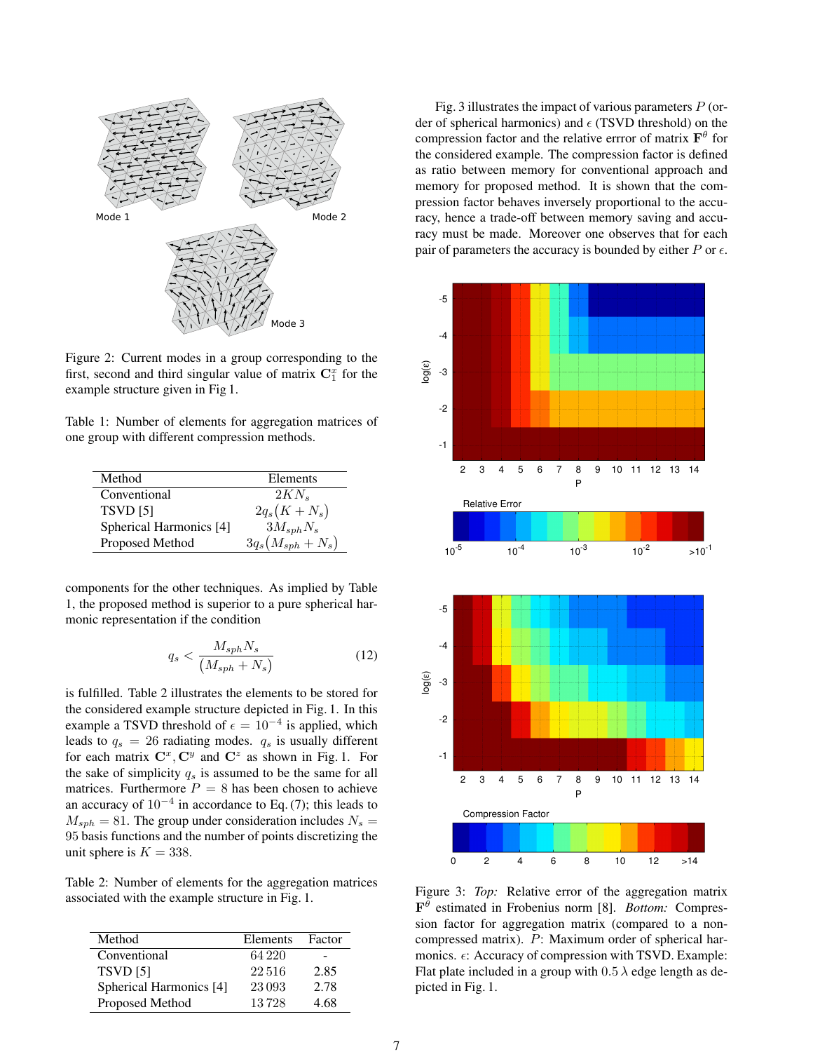Figure 2: Current modes in a group corresponding to the first, second and third singular value of matrix $\mathbf{C}_1^x$ for the example structure given in Fig 1.

Table 1: Number of elements for aggregation matrices of one group with different compression methods.

| Method | Elements |
|---|---|
| Conventional | $2KN_s$ |
| TSVD [5] | $2q_s(K+N_s)$ |
| Spherical Harmonics [4] | $3M_{sph}N_s$ |
| Proposed Method | $3q_s(M_{sph}+N_s)$ |

components for the other techniques. As implied by Table 1, the proposed method is superior to a pure spherical harmonic representation if the condition

$$q_s < \frac{M_{sph}N_s}{(M_{sph}+N_s)} \tag{12}$$

is fulfilled. Table 2 illustrates the elements to be stored for the considered example structure depicted in Fig. 1. In this example a TSVD threshold of $\epsilon = 10^{-4}$ is applied, which leads to $q_s = 26$ radiating modes. $q_s$ is usually different for each matrix $\mathbf{C}^x, \mathbf{C}^y$ and $\mathbf{C}^z$ as shown in Fig. 1. For the sake of simplicity $q_s$ is assumed to be the same for all matrices. Furthermore $P = 8$ has been chosen to achieve an accuracy of $10^{-4}$ in accordance to Eq. (7); this leads to $M_{sph} = 81$. The group under consideration includes $N_s = 95$ basis functions and the number of points discretizing the unit sphere is $K = 338$.

Table 2: Number of elements for the aggregation matrices associated with the example structure in Fig. 1.

| Method | Elements | Factor |
|---|---|---|
| Conventional | 64 220 | - |
| TSVD [5] | 22 516 | 2.85 |
| Spherical Harmonics [4] | 23 093 | 2.78 |
| Proposed Method | 13 728 | 4.68 |

Fig. 3 illustrates the impact of various parameters $P$ (order of spherical harmonics) and $\epsilon$ (TSVD threshold) on the compression factor and the relative errror of matrix $\mathbf{F}^\theta$ for the considered example. The compression factor is defined as ratio between memory for conventional approach and memory for proposed method. It is shown that the compression factor behaves inversely proportional to the accuracy, hence a trade-off between memory saving and accuracy must be made. Moreover one observes that for each pair of parameters the accuracy is bounded by either $P$ or $\epsilon$.

Figure 3: *Top:* Relative error of the aggregation matrix $\mathbf{F}^\theta$ estimated in Frobenius norm [8]. *Bottom:* Compression factor for aggregation matrix (compared to a non-compressed matrix). $P$: Maximum order of spherical harmonics. $\epsilon$: Accuracy of compression with TSVD. Example: Flat plate included in a group with $0.5\,\lambda$ edge length as depicted in Fig. 1.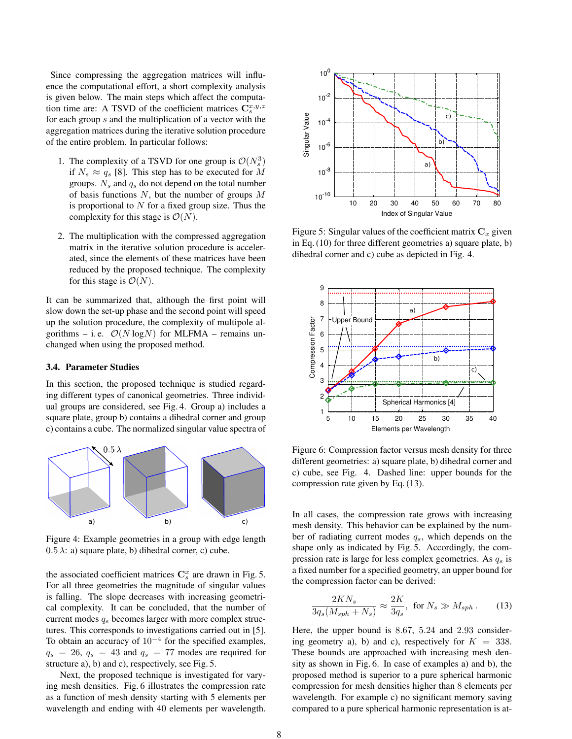Since compressing the aggregation matrices will influence the computational effort, a short complexity analysis is given below. The main steps which affect the computation time are: A TSVD of the coefficient matrices $\mathbf{C}_s^{x,y,z}$ for each group $s$ and the multiplication of a vector with the aggregation matrices during the iterative solution procedure of the entire problem. In particular follows:

1. The complexity of a TSVD for one group is $\mathcal{O}(N_s^3)$ if $N_s \approx q_s$ [8]. This step has to be executed for $M$ groups. $N_s$ and $q_s$ do not depend on the total number of basis functions $N$, but the number of groups $M$ is proportional to $N$ for a fixed group size. Thus the complexity for this stage is $\mathcal{O}(N)$.

2. The multiplication with the compressed aggregation matrix in the iterative solution procedure is accelerated, since the elements of these matrices have been reduced by the proposed technique. The complexity for this stage is $\mathcal{O}(N)$.

It can be summarized that, although the first point will slow down the set-up phase and the second point will speed up the solution procedure, the complexity of multipole algorithms – i. e. $\mathcal{O}(N \log N)$ for MLFMA – remains unchanged when using the proposed method.

### 3.4. Parameter Studies

In this section, the proposed technique is studied regarding different types of canonical geometries. Three individual groups are considered, see Fig. 4. Group a) includes a square plate, group b) contains a dihedral corner and group c) contains a cube. The normalized singular value spectra of

Figure 4: Example geometries in a group with edge length $0.5\,\lambda$: a) square plate, b) dihedral corner, c) cube.

the associated coefficient matrices $\mathbf{C}_s^x$ are drawn in Fig. 5. For all three geometries the magnitude of singular values is falling. The slope decreases with increasing geometrical complexity. It can be concluded, that the number of current modes $q_s$ becomes larger with more complex structures. This corresponds to investigations carried out in [5]. To obtain an accuracy of $10^{-4}$ for the specified examples, $q_s = 26$, $q_s = 43$ and $q_s = 77$ modes are required for structure a), b) and c), respectively, see Fig. 5.

Next, the proposed technique is investigated for varying mesh densities. Fig. 6 illustrates the compression rate as a function of mesh density starting with 5 elements per wavelength and ending with 40 elements per wavelength.

Figure 5: Singular values of the coefficient matrix $\mathbf{C}_x$ given in Eq. (10) for three different geometries a) square plate, b) dihedral corner and c) cube as depicted in Fig. 4.

Figure 6: Compression factor versus mesh density for three different geometries: a) square plate, b) dihedral corner and c) cube, see Fig. 4. Dashed line: upper bounds for the compression rate given by Eq. (13).

In all cases, the compression rate grows with increasing mesh density. This behavior can be explained by the number of radiating current modes $q_s$, which depends on the shape only as indicated by Fig. 5. Accordingly, the compression rate is large for less complex geometries. As $q_s$ is a fixed number for a specified geometry, an upper bound for the compression factor can be derived:

$$\frac{2KN_s}{3q_s(M_{sph} + N_s)} \approx \frac{2K}{3q_s}, \quad \text{for } N_s \gg M_{sph}\,. \qquad (13)$$

Here, the upper bound is 8.67, 5.24 and 2.93 considering geometry a), b) and c), respectively for $K = 338$. These bounds are approached with increasing mesh density as shown in Fig. 6. In case of examples a) and b), the proposed method is superior to a pure spherical harmonic compression for mesh densities higher than 8 elements per wavelength. For example c) no significant memory saving compared to a pure spherical harmonic representation is at-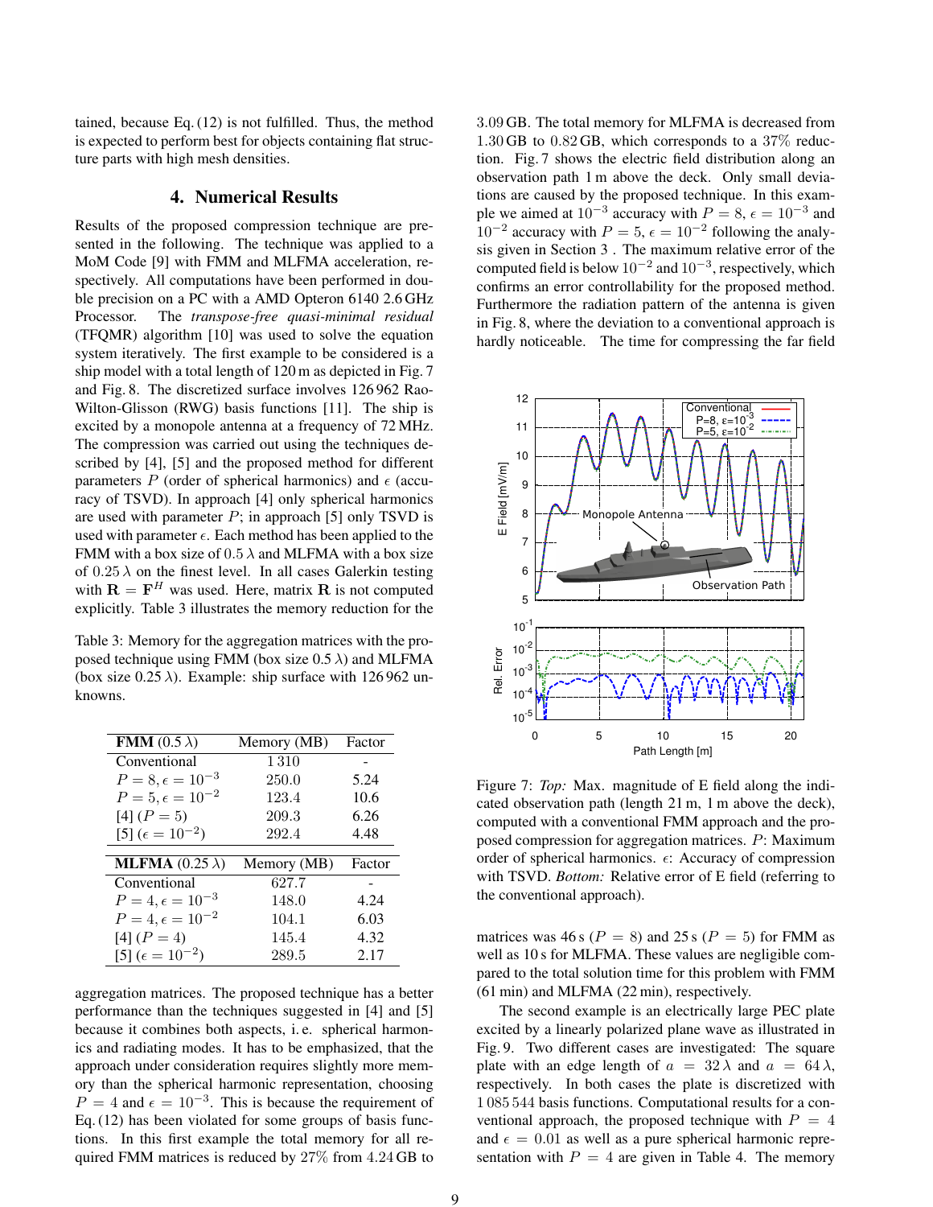tained, because Eq. (12) is not fulfilled. Thus, the method is expected to perform best for objects containing flat structure parts with high mesh densities.

## 4. Numerical Results

Results of the proposed compression technique are presented in the following. The technique was applied to a MoM Code [9] with FMM and MLFMA acceleration, respectively. All computations have been performed in double precision on a PC with a AMD Opteron 6140 2.6 GHz Processor. The *transpose-free quasi-minimal residual* (TFQMR) algorithm [10] was used to solve the equation system iteratively. The first example to be considered is a ship model with a total length of 120 m as depicted in Fig. 7 and Fig. 8. The discretized surface involves 126 962 Rao-Wilton-Glisson (RWG) basis functions [11]. The ship is excited by a monopole antenna at a frequency of 72 MHz. The compression was carried out using the techniques described by [4], [5] and the proposed method for different parameters $P$ (order of spherical harmonics) and $\epsilon$ (accuracy of TSVD). In approach [4] only spherical harmonics are used with parameter $P$; in approach [5] only TSVD is used with parameter $\epsilon$. Each method has been applied to the FMM with a box size of $0.5\,\lambda$ and MLFMA with a box size of $0.25\,\lambda$ on the finest level. In all cases Galerkin testing with $\mathbf{R} = \mathbf{F}^H$ was used. Here, matrix $\mathbf{R}$ is not computed explicitly. Table 3 illustrates the memory reduction for the aggregation matrices. The proposed technique has a better performance than the techniques suggested in [4] and [5] because it combines both aspects, i. e. spherical harmonics and radiating modes. It has to be emphasized, that the approach under consideration requires slightly more memory than the spherical harmonic representation, choosing $P = 4$ and $\epsilon = 10^{-3}$. This is because the requirement of Eq. (12) has been violated for some groups of basis functions. In this first example the total memory for all required FMM matrices is reduced by 27% from 4.24 GB to 3.09 GB. The total memory for MLFMA is decreased from 1.30 GB to 0.82 GB, which corresponds to a 37% reduction. Fig. 7 shows the electric field distribution along an observation path 1 m above the deck. Only small deviations are caused by the proposed technique. In this example we aimed at $10^{-3}$ accuracy with $P = 8$, $\epsilon = 10^{-3}$ and $10^{-2}$ accuracy with $P = 5$, $\epsilon = 10^{-2}$ following the analysis given in Section 3 . The maximum relative error of the computed field is below $10^{-2}$ and $10^{-3}$, respectively, which confirms an error controllability for the proposed method. Furthermore the radiation pattern of the antenna is given in Fig. 8, where the deviation to a conventional approach is hardly noticeable. The time for compressing the far field matrices was 46 s ($P = 8$) and 25 s ($P = 5$) for FMM as well as 10 s for MLFMA. These values are negligible compared to the total solution time for this problem with FMM (61 min) and MLFMA (22 min), respectively.

Table 3: Memory for the aggregation matrices with the proposed technique using FMM (box size $0.5\,\lambda$) and MLFMA (box size $0.25\,\lambda$). Example: ship surface with 126 962 unknowns.

| **FMM** ($0.5\,\lambda$) | Memory (MB) | Factor |
|---|---|---|
| Conventional | 1 310 | - |
| $P = 8, \epsilon = 10^{-3}$ | 250.0 | 5.24 |
| $P = 5, \epsilon = 10^{-2}$ | 123.4 | 10.6 |
| [4] ($P = 5$) | 209.3 | 6.26 |
| [5] ($\epsilon = 10^{-2}$) | 292.4 | 4.48 |

| **MLFMA** ($0.25\,\lambda$) | Memory (MB) | Factor |
|---|---|---|
| Conventional | 627.7 | - |
| $P = 4, \epsilon = 10^{-3}$ | 148.0 | 4.24 |
| $P = 4, \epsilon = 10^{-2}$ | 104.1 | 6.03 |
| [4] ($P = 4$) | 145.4 | 4.32 |
| [5] ($\epsilon = 10^{-2}$) | 289.5 | 2.17 |

Figure 7: *Top:* Max. magnitude of E field along the indicated observation path (length 21 m, 1 m above the deck), computed with a conventional FMM approach and the proposed compression for aggregation matrices. $P$: Maximum order of spherical harmonics. $\epsilon$: Accuracy of compression with TSVD. *Bottom:* Relative error of E field (referring to the conventional approach).

The second example is an electrically large PEC plate excited by a linearly polarized plane wave as illustrated in Fig. 9. Two different cases are investigated: The square plate with an edge length of $a = 32\,\lambda$ and $a = 64\,\lambda$, respectively. In both cases the plate is discretized with 1 085 544 basis functions. Computational results for a conventional approach, the proposed technique with $P = 4$ and $\epsilon = 0.01$ as well as a pure spherical harmonic representation with $P = 4$ are given in Table 4. The memory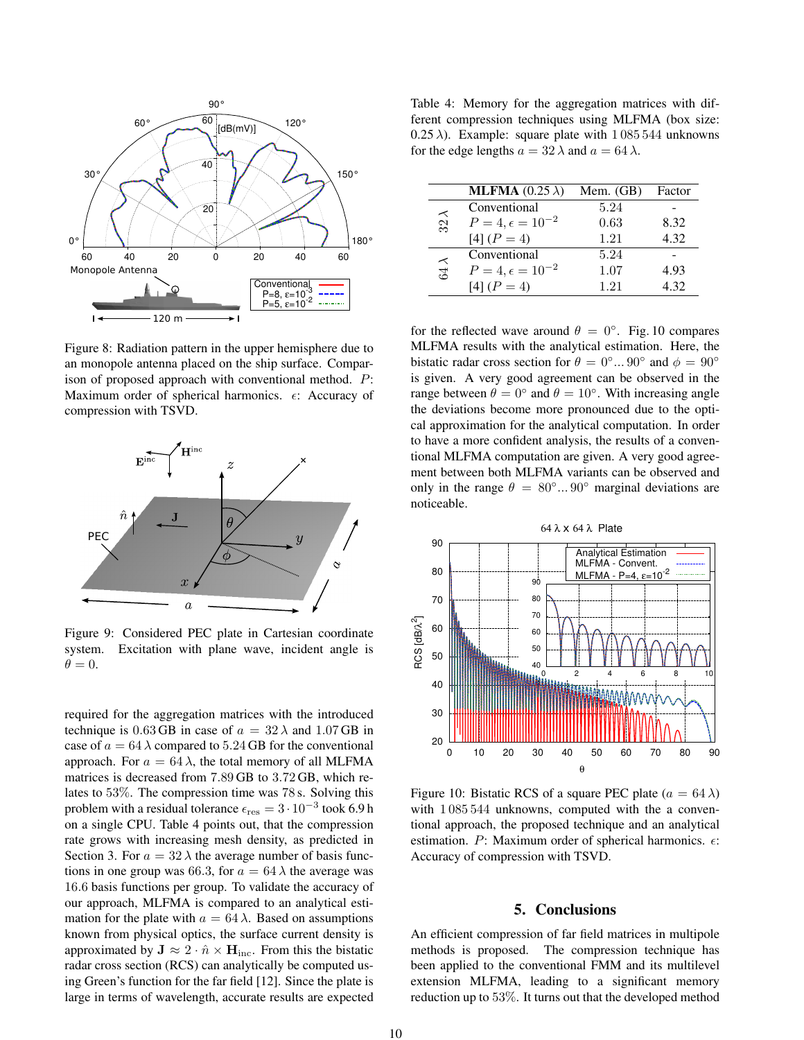Figure 8: Radiation pattern in the upper hemisphere due to an monopole antenna placed on the ship surface. Comparison of proposed approach with conventional method. $P$: Maximum order of spherical harmonics. $\epsilon$: Accuracy of compression with TSVD.

Figure 9: Considered PEC plate in Cartesian coordinate system. Excitation with plane wave, incident angle is $\theta = 0$.

required for the aggregation matrices with the introduced technique is 0.63 GB in case of $a = 32\,\lambda$ and 1.07 GB in case of $a = 64\,\lambda$ compared to 5.24 GB for the conventional approach. For $a = 64\,\lambda$, the total memory of all MLFMA matrices is decreased from 7.89 GB to 3.72 GB, which relates to 53%. The compression time was 78 s. Solving this problem with a residual tolerance $\epsilon_{\text{res}} = 3 \cdot 10^{-3}$ took 6.9 h on a single CPU. Table 4 points out, that the compression rate grows with increasing mesh density, as predicted in Section 3. For $a = 32\,\lambda$ the average number of basis functions in one group was 66.3, for $a = 64\,\lambda$ the average was 16.6 basis functions per group. To validate the accuracy of our approach, MLFMA is compared to an analytical estimation for the plate with $a = 64\,\lambda$. Based on assumptions known from physical optics, the surface current density is approximated by $\mathbf{J} \approx 2 \cdot \hat{n} \times \mathbf{H}_{\text{inc}}$. From this the bistatic radar cross section (RCS) can analytically be computed using Green's function for the far field [12]. Since the plate is large in terms of wavelength, accurate results are expected for the reflected wave around $\theta = 0°$. Fig. 10 compares MLFMA results with the analytical estimation. Here, the bistatic radar cross section for $\theta = 0° \ldots 90°$ and $\phi = 90°$ is given. A very good agreement can be observed in the range between $\theta = 0°$ and $\theta = 10°$. With increasing angle the deviations become more pronounced due to the optical approximation for the analytical computation. In order to have a more confident analysis, the results of a conventional MLFMA computation are given. A very good agreement between both MLFMA variants can be observed and only in the range $\theta = 80° \ldots 90°$ marginal deviations are noticeable.

Table 4: Memory for the aggregation matrices with different compression techniques using MLFMA (box size: $0.25\,\lambda$). Example: square plate with 1 085 544 unknowns for the edge lengths $a = 32\,\lambda$ and $a = 64\,\lambda$.

| | **MLFMA** ($0.25\,\lambda$) | Mem. (GB) | Factor |
|---|---|---|---|
| $32\,\lambda$ | Conventional | 5.24 | - |
| | $P = 4, \epsilon = 10^{-2}$ | 0.63 | 8.32 |
| | [4] ($P = 4$) | 1.21 | 4.32 |
| $64\,\lambda$ | Conventional | 5.24 | - |
| | $P = 4, \epsilon = 10^{-2}$ | 1.07 | 4.93 |
| | [4] ($P = 4$) | 1.21 | 4.32 |

Figure 10: Bistatic RCS of a square PEC plate ($a = 64\,\lambda$) with 1 085 544 unknowns, computed with the a conventional approach, the proposed technique and an analytical estimation. $P$: Maximum order of spherical harmonics. $\epsilon$: Accuracy of compression with TSVD.

## 5. Conclusions

An efficient compression of far field matrices in multipole methods is proposed. The compression technique has been applied to the conventional FMM and its multilevel extension MLFMA, leading to a significant memory reduction up to 53%. It turns out that the developed method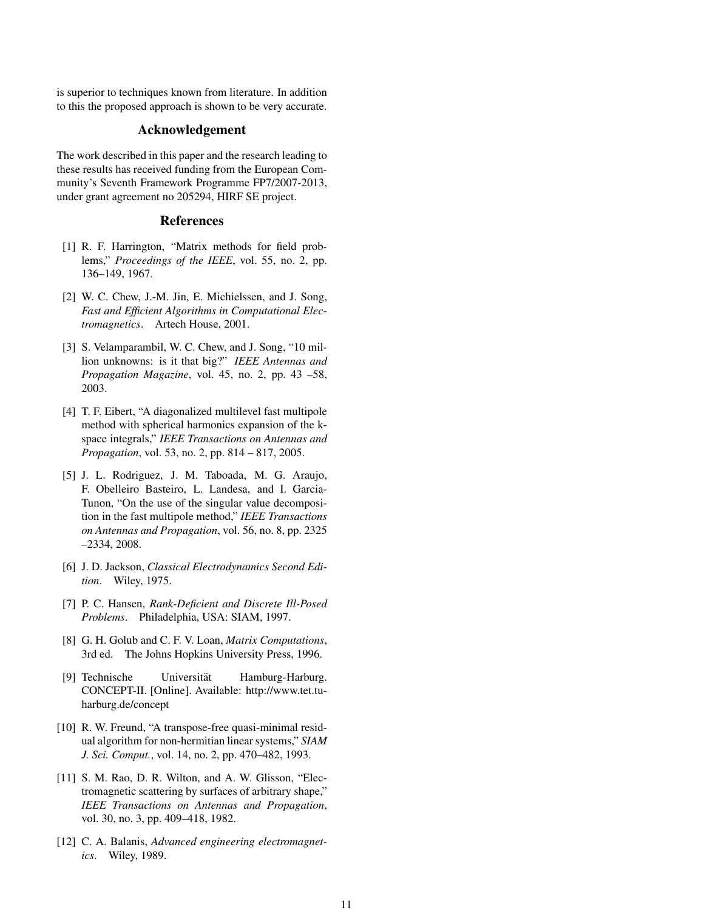is superior to techniques known from literature. In addition to this the proposed approach is shown to be very accurate.

## Acknowledgement

The work described in this paper and the research leading to these results has received funding from the European Community's Seventh Framework Programme FP7/2007-2013, under grant agreement no 205294, HIRF SE project.

## References

[1] R. F. Harrington, "Matrix methods for field problems," *Proceedings of the IEEE*, vol. 55, no. 2, pp. 136–149, 1967.

[2] W. C. Chew, J.-M. Jin, E. Michielssen, and J. Song, *Fast and Efficient Algorithms in Computational Electromagnetics*. Artech House, 2001.

[3] S. Velamparambil, W. C. Chew, and J. Song, "10 million unknowns: is it that big?" *IEEE Antennas and Propagation Magazine*, vol. 45, no. 2, pp. 43 –58, 2003.

[4] T. F. Eibert, "A diagonalized multilevel fast multipole method with spherical harmonics expansion of the k-space integrals," *IEEE Transactions on Antennas and Propagation*, vol. 53, no. 2, pp. 814 – 817, 2005.

[5] J. L. Rodriguez, J. M. Taboada, M. G. Araujo, F. Obelleiro Basteiro, L. Landesa, and I. Garcia-Tunon, "On the use of the singular value decomposition in the fast multipole method," *IEEE Transactions on Antennas and Propagation*, vol. 56, no. 8, pp. 2325 –2334, 2008.

[6] J. D. Jackson, *Classical Electrodynamics Second Edition*. Wiley, 1975.

[7] P. C. Hansen, *Rank-Deficient and Discrete Ill-Posed Problems*. Philadelphia, USA: SIAM, 1997.

[8] G. H. Golub and C. F. V. Loan, *Matrix Computations*, 3rd ed. The Johns Hopkins University Press, 1996.

[9] Technische Universität Hamburg-Harburg. CONCEPT-II. [Online]. Available: http://www.tet.tu-harburg.de/concept

[10] R. W. Freund, "A transpose-free quasi-minimal residual algorithm for non-hermitian linear systems," *SIAM J. Sci. Comput.*, vol. 14, no. 2, pp. 470–482, 1993.

[11] S. M. Rao, D. R. Wilton, and A. W. Glisson, "Electromagnetic scattering by surfaces of arbitrary shape," *IEEE Transactions on Antennas and Propagation*, vol. 30, no. 3, pp. 409–418, 1982.

[12] C. A. Balanis, *Advanced engineering electromagnetics*. Wiley, 1989.